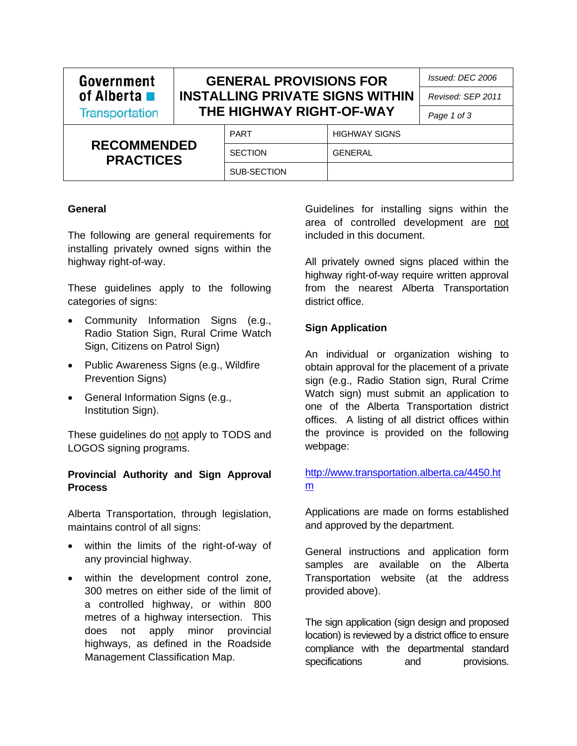| Government of Alberta ■ Transportation | GENERAL PROVISIONS FOR INSTALLING PRIVATE SIGNS WITHIN THE HIGHWAY RIGHT-OF-WAY | Issued: DEC 2006 |
|---|---|---|
| | | Revised: SEP 2011 |

| RECOMMENDED PRACTICES | PART | HIGHWAY SIGNS |
|---|---|---|
| | SECTION | GENERAL |
| | SUB-SECTION | |

### General

The following are general requirements for installing privately owned signs within the highway right-of-way.

These guidelines apply to the following categories of signs:

- Community Information Signs (e.g., Radio Station Sign, Rural Crime Watch Sign, Citizens on Patrol Sign)
- Public Awareness Signs (e.g., Wildfire Prevention Signs)
- General Information Signs (e.g., Institution Sign).

These guidelines do not apply to TODS and LOGOS signing programs.

### Provincial Authority and Sign Approval Process

Alberta Transportation, through legislation, maintains control of all signs:

- within the limits of the right-of-way of any provincial highway.
- within the development control zone, 300 metres on either side of the limit of a controlled highway, or within 800 metres of a highway intersection. This does not apply minor provincial highways, as defined in the Roadside Management Classification Map.

Guidelines for installing signs within the area of controlled development are not included in this document.

All privately owned signs placed within the highway right-of-way require written approval from the nearest Alberta Transportation district office.

### Sign Application

An individual or organization wishing to obtain approval for the placement of a private sign (e.g., Radio Station sign, Rural Crime Watch sign) must submit an application to one of the Alberta Transportation district offices. A listing of all district offices within the province is provided on the following webpage:

http://www.transportation.alberta.ca/4450.htm

Applications are made on forms established and approved by the department.

General instructions and application form samples are available on the Alberta Transportation website (at the address provided above).

The sign application (sign design and proposed location) is reviewed by a district office to ensure compliance with the departmental standard specifications and provisions.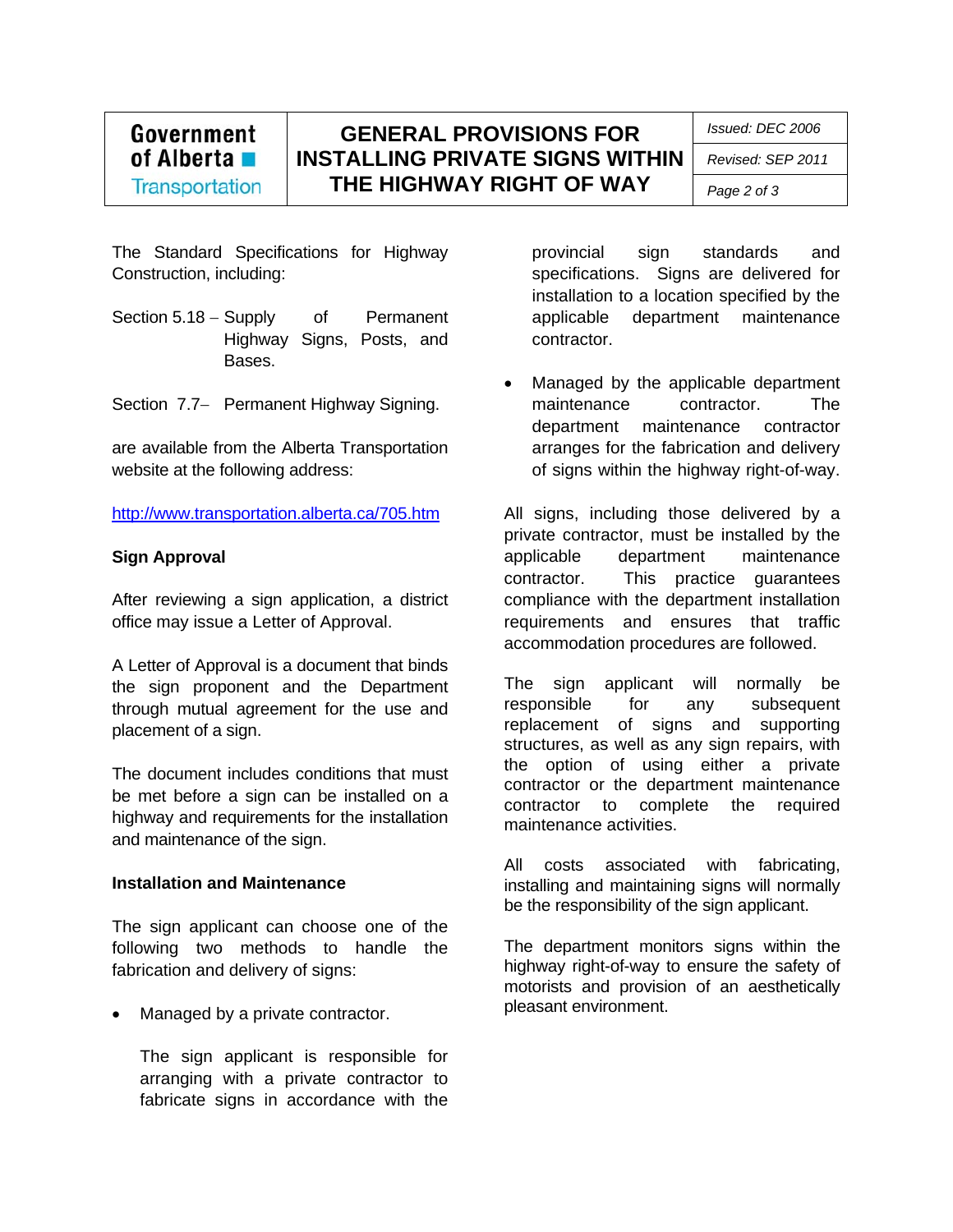The Standard Specifications for Highway Construction, including:

Section 5.18 – Supply of Permanent Highway Signs, Posts, and Bases.

Section 7.7– Permanent Highway Signing.

are available from the Alberta Transportation website at the following address:

http://www.transportation.alberta.ca/705.htm

**Sign Approval**

After reviewing a sign application, a district office may issue a Letter of Approval.

A Letter of Approval is a document that binds the sign proponent and the Department through mutual agreement for the use and placement of a sign.

The document includes conditions that must be met before a sign can be installed on a highway and requirements for the installation and maintenance of the sign.

**Installation and Maintenance**

The sign applicant can choose one of the following two methods to handle the fabrication and delivery of signs:

- Managed by a private contractor.

  The sign applicant is responsible for arranging with a private contractor to fabricate signs in accordance with the provincial sign standards and specifications. Signs are delivered for installation to a location specified by the applicable department maintenance contractor.

- Managed by the applicable department maintenance contractor. The department maintenance contractor arranges for the fabrication and delivery of signs within the highway right-of-way.

All signs, including those delivered by a private contractor, must be installed by the applicable department maintenance contractor. This practice guarantees compliance with the department installation requirements and ensures that traffic accommodation procedures are followed.

The sign applicant will normally be responsible for any subsequent replacement of signs and supporting structures, as well as any sign repairs, with the option of using either a private contractor or the department maintenance contractor to complete the required maintenance activities.

All costs associated with fabricating, installing and maintaining signs will normally be the responsibility of the sign applicant.

The department monitors signs within the highway right-of-way to ensure the safety of motorists and provision of an aesthetically pleasant environment.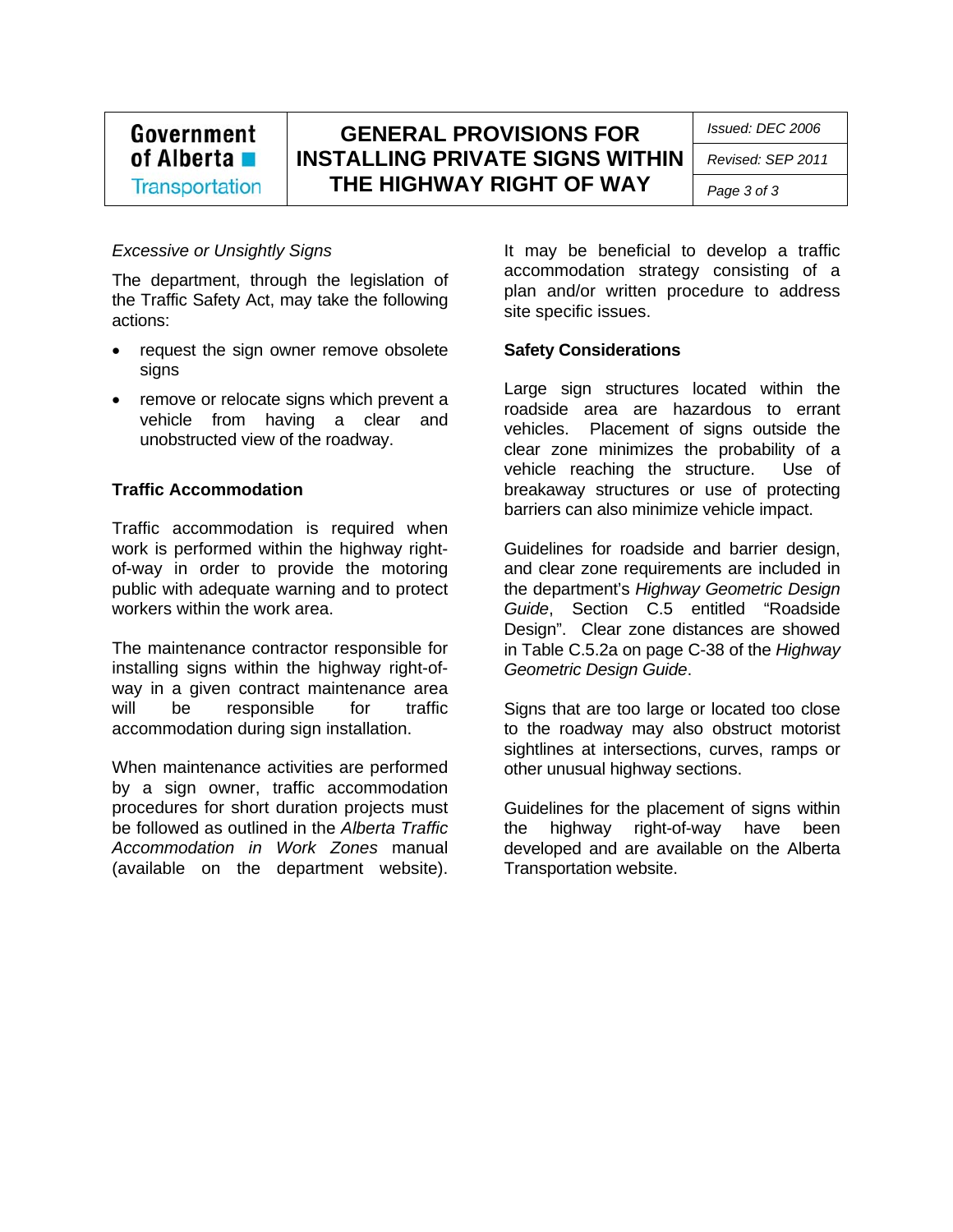*Excessive or Unsightly Signs*

The department, through the legislation of the Traffic Safety Act, may take the following actions:

- request the sign owner remove obsolete signs
- remove or relocate signs which prevent a vehicle from having a clear and unobstructed view of the roadway.

**Traffic Accommodation**

Traffic accommodation is required when work is performed within the highway right-of-way in order to provide the motoring public with adequate warning and to protect workers within the work area.

The maintenance contractor responsible for installing signs within the highway right-of-way in a given contract maintenance area will be responsible for traffic accommodation during sign installation.

When maintenance activities are performed by a sign owner, traffic accommodation procedures for short duration projects must be followed as outlined in the *Alberta Traffic Accommodation in Work Zones* manual (available on the department website). It may be beneficial to develop a traffic accommodation strategy consisting of a plan and/or written procedure to address site specific issues.

**Safety Considerations**

Large sign structures located within the roadside area are hazardous to errant vehicles. Placement of signs outside the clear zone minimizes the probability of a vehicle reaching the structure. Use of breakaway structures or use of protecting barriers can also minimize vehicle impact.

Guidelines for roadside and barrier design, and clear zone requirements are included in the department's *Highway Geometric Design Guide*, Section C.5 entitled "Roadside Design". Clear zone distances are showed in Table C.5.2a on page C-38 of the *Highway Geometric Design Guide*.

Signs that are too large or located too close to the roadway may also obstruct motorist sightlines at intersections, curves, ramps or other unusual highway sections.

Guidelines for the placement of signs within the highway right-of-way have been developed and are available on the Alberta Transportation website.